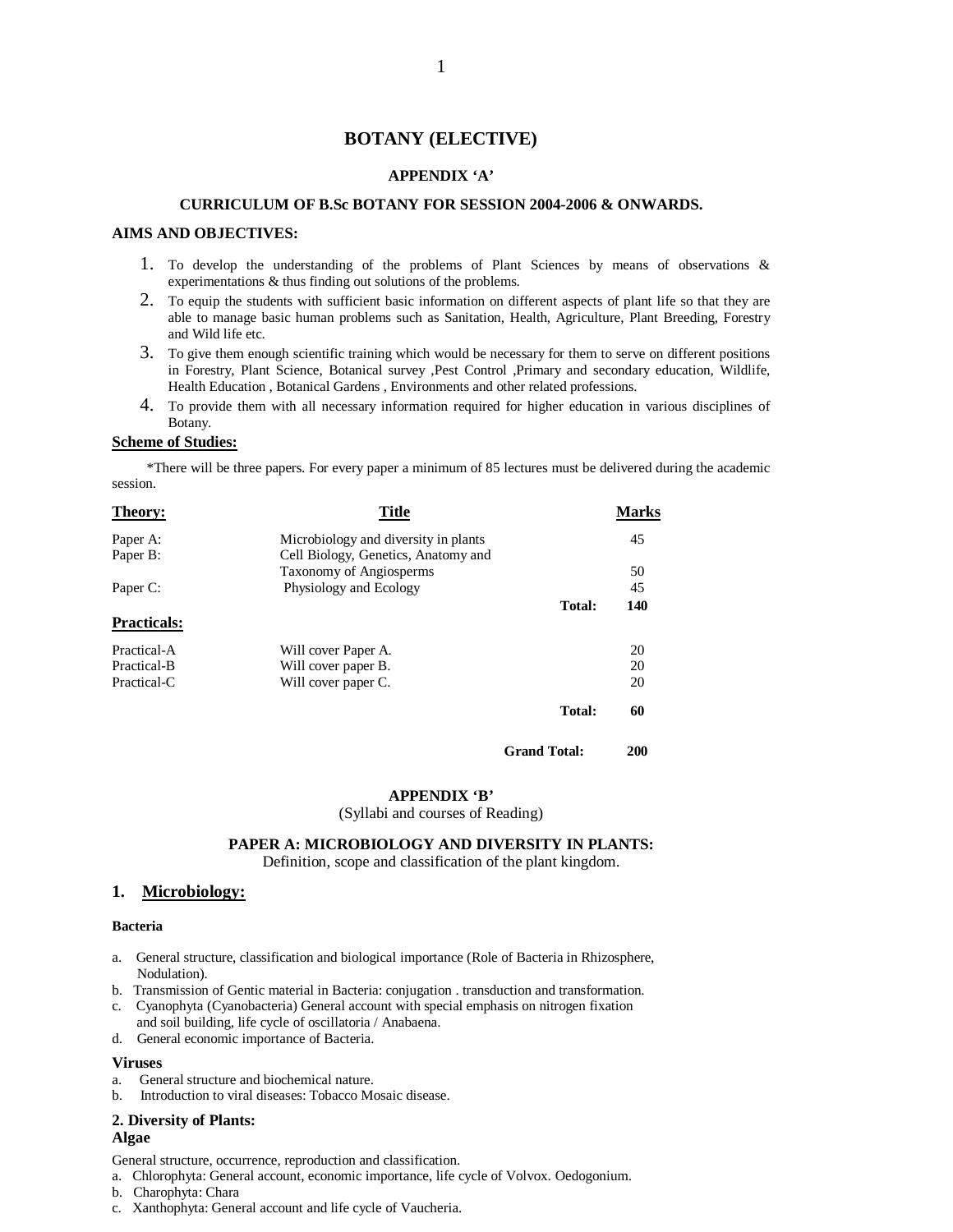# BOTANY (ELECTIVE)

### APPENDIX 'A'

### CURRICULUM OF B.Sc BOTANY FOR SESSION 2004-2006 & ONWARDS.

**AIMS AND OBJECTIVES:**

1. To develop the understanding of the problems of Plant Sciences by means of observations & experimentations & thus finding out solutions of the problems.
2. To equip the students with sufficient basic information on different aspects of plant life so that they are able to manage basic human problems such as Sanitation, Health, Agriculture, Plant Breeding, Forestry and Wild life etc.
3. To give them enough scientific training which would be necessary for them to serve on different positions in Forestry, Plant Science, Botanical survey ,Pest Control ,Primary and secondary education, Wildlife, Health Education , Botanical Gardens , Environments and other related professions.
4. To provide them with all necessary information required for higher education in various disciplines of Botany.

**Scheme of Studies:**

*There will be three papers. For every paper a minimum of 85 lectures must be delivered during the academic session.

| **Theory:** | **Title** | | **Marks** |
|---|---|---|---|
| Paper A: | Microbiology and diversity in plants | | 45 |
| Paper B: | Cell Biology, Genetics, Anatomy and Taxonomy of Angiosperms | | 50 |
| Paper C: | Physiology and Ecology | | 45 |
| | | **Total:** | **140** |
| **Practicals:** | | | |
| Practical-A | Will cover Paper A. | | 20 |
| Practical-B | Will cover paper B. | | 20 |
| Practical-C | Will cover paper C. | | 20 |
| | | **Total:** | **60** |
| | | **Grand Total:** | **200** |

### APPENDIX 'B'

(Syllabi and courses of Reading)

### PAPER A: MICROBIOLOGY AND DIVERSITY IN PLANTS:

Definition, scope and classification of the plant kingdom.

## 1. Microbiology:

**Bacteria**

a. General structure, classification and biological importance (Role of Bacteria in Rhizosphere, Nodulation).
b. Transmission of Gentic material in Bacteria: conjugation . transduction and transformation.
c. Cyanophyta (Cyanobacteria) General account with special emphasis on nitrogen fixation and soil building, life cycle of oscillatoria / Anabaena.
d. General economic importance of Bacteria.

**Viruses**

a. General structure and biochemical nature.
b. Introduction to viral diseases: Tobacco Mosaic disease.

**2. Diversity of Plants:**

**Algae**

General structure, occurrence, reproduction and classification.

a. Chlorophyta: General account, economic importance, life cycle of Volvox. Oedogonium.
b. Charophyta: Chara
c. Xanthophyta: General account and life cycle of Vaucheria.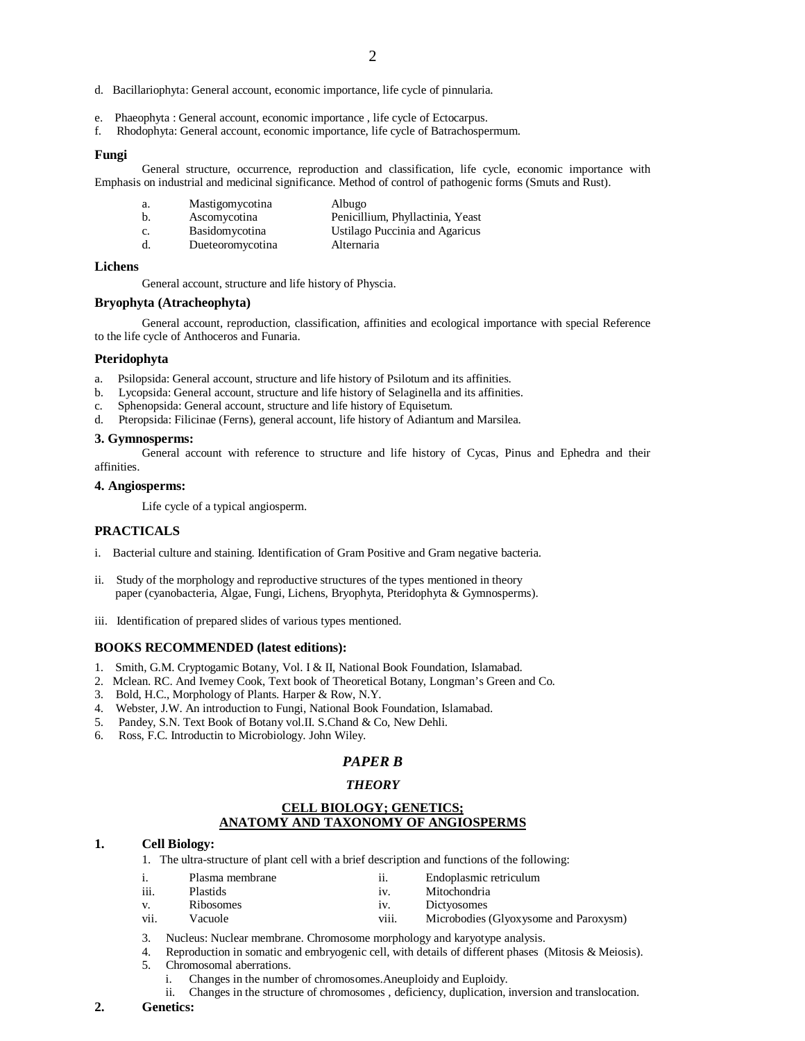d. Bacillariophyta: General account, economic importance, life cycle of pinnularia.

e. Phaeophyta : General account, economic importance , life cycle of Ectocarpus.
f. Rhodophyta: General account, economic importance, life cycle of Batrachospermum.

**Fungi**

General structure, occurrence, reproduction and classification, life cycle, economic importance with Emphasis on industrial and medicinal significance. Method of control of pathogenic forms (Smuts and Rust).

| | | |
|---|---|---|
| a. | Mastigomycotina | Albugo |
| b. | Ascomycotina | Penicillium, Phyllactinia, Yeast |
| c. | Basidomycotina | Ustilago Puccinia and Agaricus |
| d. | Dueteoromycotina | Alternaria |

**Lichens**

General account, structure and life history of Physcia.

**Bryophyta (Atracheophyta)**

General account, reproduction, classification, affinities and ecological importance with special Reference to the life cycle of Anthoceros and Funaria.

**Pteridophyta**

a. Psilopsida: General account, structure and life history of Psilotum and its affinities.
b. Lycopsida: General account, structure and life history of Selaginella and its affinities.
c. Sphenopsida: General account, structure and life history of Equisetum.
d. Pteropsida: Filicinae (Ferns), general account, life history of Adiantum and Marsilea.

**3. Gymnosperms:**

General account with reference to structure and life history of Cycas, Pinus and Ephedra and their affinities.

**4. Angiosperms:**

Life cycle of a typical angiosperm.

**PRACTICALS**

i. Bacterial culture and staining. Identification of Gram Positive and Gram negative bacteria.

ii. Study of the morphology and reproductive structures of the types mentioned in theory paper (cyanobacteria, Algae, Fungi, Lichens, Bryophyta, Pteridophyta & Gymnosperms).

iii. Identification of prepared slides of various types mentioned.

**BOOKS RECOMMENDED (latest editions):**

1. Smith, G.M. Cryptogamic Botany, Vol. I & II, National Book Foundation, Islamabad.
2. Mclean. RC. And Ivemey Cook, Text book of Theoretical Botany, Longman's Green and Co.
3. Bold, H.C., Morphology of Plants. Harper & Row, N.Y.
4. Webster, J.W. An introduction to Fungi, National Book Foundation, Islamabad.
5. Pandey, S.N. Text Book of Botany vol.II. S.Chand & Co, New Dehli.
6. Ross, F.C. Introductin to Microbiology. John Wiley.

## *PAPER B*

### *THEORY*

### CELL BIOLOGY; GENETICS; ANATOMY AND TAXONOMY OF ANGIOSPERMS

**1. Cell Biology:**

1. The ultra-structure of plant cell with a brief description and functions of the following:

| | | | |
|---|---|---|---|
| i. | Plasma membrane | ii. | Endoplasmic retriculum |
| iii. | Plastids | iv. | Mitochondria |
| v. | Ribosomes | iv. | Dictyosomes |
| vii. | Vacuole | viii. | Microbodies (Glyoxysome and Paroxysm) |

3. Nucleus: Nuclear membrane. Chromosome morphology and karyotype analysis.
4. Reproduction in somatic and embryogenic cell, with details of different phases (Mitosis & Meiosis).
5. Chromosomal aberrations.
   i. Changes in the number of chromosomes.Aneuploidy and Euploidy.
   ii. Changes in the structure of chromosomes , deficiency, duplication, inversion and translocation.

**2. Genetics:**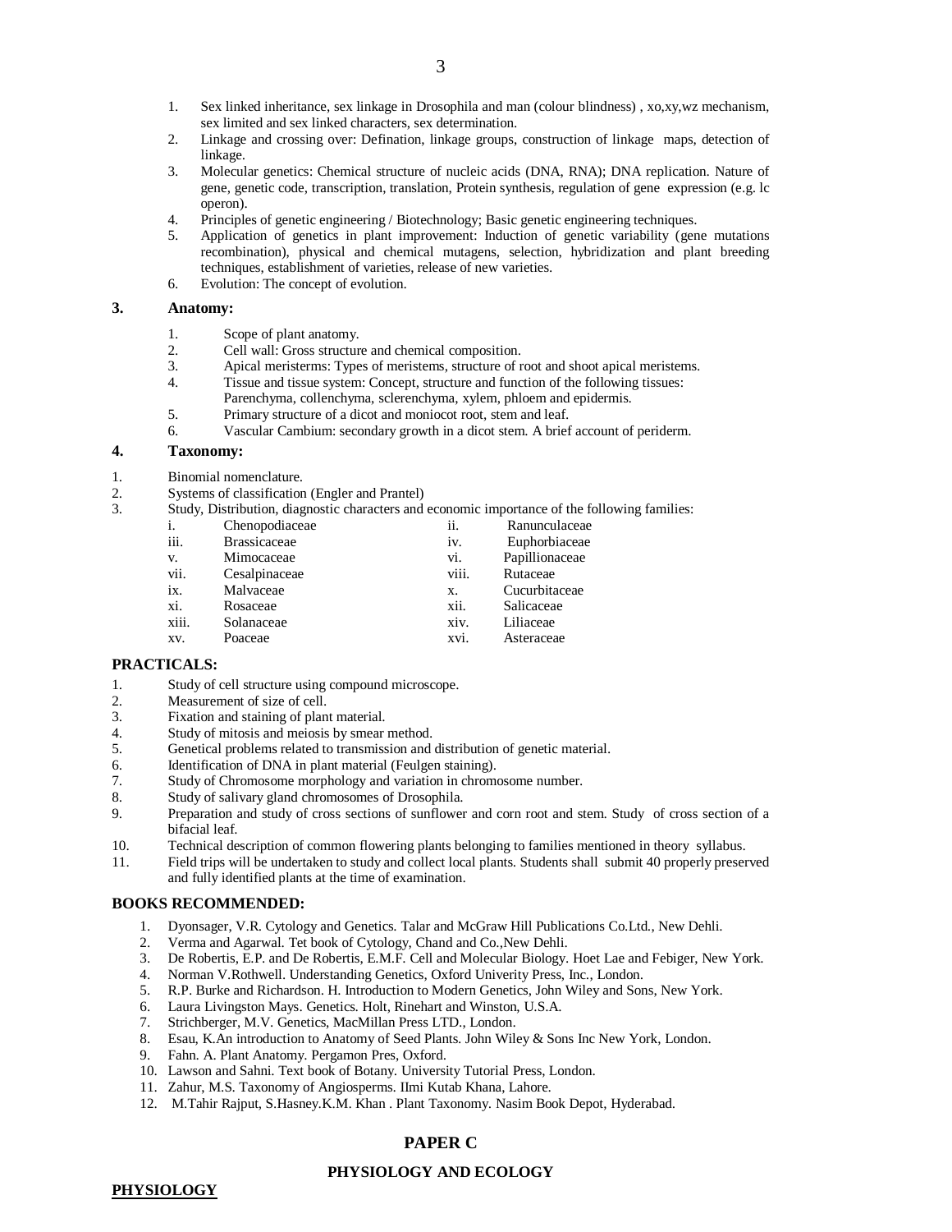1. Sex linked inheritance, sex linkage in Drosophila and man (colour blindness) , xo,xy,wz mechanism, sex limited and sex linked characters, sex determination.
2. Linkage and crossing over: Defination, linkage groups, construction of linkage maps, detection of linkage.
3. Molecular genetics: Chemical structure of nucleic acids (DNA, RNA); DNA replication. Nature of gene, genetic code, transcription, translation, Protein synthesis, regulation of gene expression (e.g. lc operon).
4. Principles of genetic engineering / Biotechnology; Basic genetic engineering techniques.
5. Application of genetics in plant improvement: Induction of genetic variability (gene mutations recombination), physical and chemical mutagens, selection, hybridization and plant breeding techniques, establishment of varieties, release of new varieties.
6. Evolution: The concept of evolution.

### 3. Anatomy:

1. Scope of plant anatomy.
2. Cell wall: Gross structure and chemical composition.
3. Apical meristerms: Types of meristems, structure of root and shoot apical meristems.
4. Tissue and tissue system: Concept, structure and function of the following tissues: Parenchyma, collenchyma, sclerenchyma, xylem, phloem and epidermis.
5. Primary structure of a dicot and moniocot root, stem and leaf.
6. Vascular Cambium: secondary growth in a dicot stem. A brief account of periderm.

### 4. Taxonomy:

1. Binomial nomenclature.
2. Systems of classification (Engler and Prantel)
3. Study, Distribution, diagnostic characters and economic importance of the following families:

| | | | |
|---|---|---|---|
| i. | Chenopodiaceae | ii. | Ranunculaceae |
| iii. | Brassicaceae | iv. | Euphorbiaceae |
| v. | Mimocaceae | vi. | Papillionaceae |
| vii. | Cesalpinaceae | viii. | Rutaceae |
| ix. | Malvaceae | x. | Cucurbitaceae |
| xi. | Rosaceae | xii. | Salicaceae |
| xiii. | Solanaceae | xiv. | Liliaceae |
| xv. | Poaceae | xvi. | Asteraceae |

### PRACTICALS:

1. Study of cell structure using compound microscope.
2. Measurement of size of cell.
3. Fixation and staining of plant material.
4. Study of mitosis and meiosis by smear method.
5. Genetical problems related to transmission and distribution of genetic material.
6. Identification of DNA in plant material (Feulgen staining).
7. Study of Chromosome morphology and variation in chromosome number.
8. Study of salivary gland chromosomes of Drosophila.
9. Preparation and study of cross sections of sunflower and corn root and stem. Study of cross section of a bifacial leaf.
10. Technical description of common flowering plants belonging to families mentioned in theory syllabus.
11. Field trips will be undertaken to study and collect local plants. Students shall submit 40 properly preserved and fully identified plants at the time of examination.

### BOOKS RECOMMENDED:

1. Dyonsager, V.R. Cytology and Genetics. Talar and McGraw Hill Publications Co.Ltd., New Dehli.
2. Verma and Agarwal. Tet book of Cytology, Chand and Co.,New Dehli.
3. De Robertis, E.P. and De Robertis, E.M.F. Cell and Molecular Biology. Hoet Lae and Febiger, New York.
4. Norman V.Rothwell. Understanding Genetics, Oxford Univerity Press, Inc., London.
5. R.P. Burke and Richardson. H. Introduction to Modern Genetics, John Wiley and Sons, New York.
6. Laura Livingston Mays. Genetics. Holt, Rinehart and Winston, U.S.A.
7. Strichberger, M.V. Genetics, MacMillan Press LTD., London.
8. Esau, K.An introduction to Anatomy of Seed Plants. John Wiley & Sons Inc New York, London.
9. Fahn. A. Plant Anatomy. Pergamon Pres, Oxford.
10. Lawson and Sahni. Text book of Botany. University Tutorial Press, London.
11. Zahur, M.S. Taxonomy of Angiosperms. IImi Kutab Khana, Lahore.
12. M.Tahir Rajput, S.Hasney.K.M. Khan . Plant Taxonomy. Nasim Book Depot, Hyderabad.

## PAPER C

### PHYSIOLOGY AND ECOLOGY

**PHYSIOLOGY**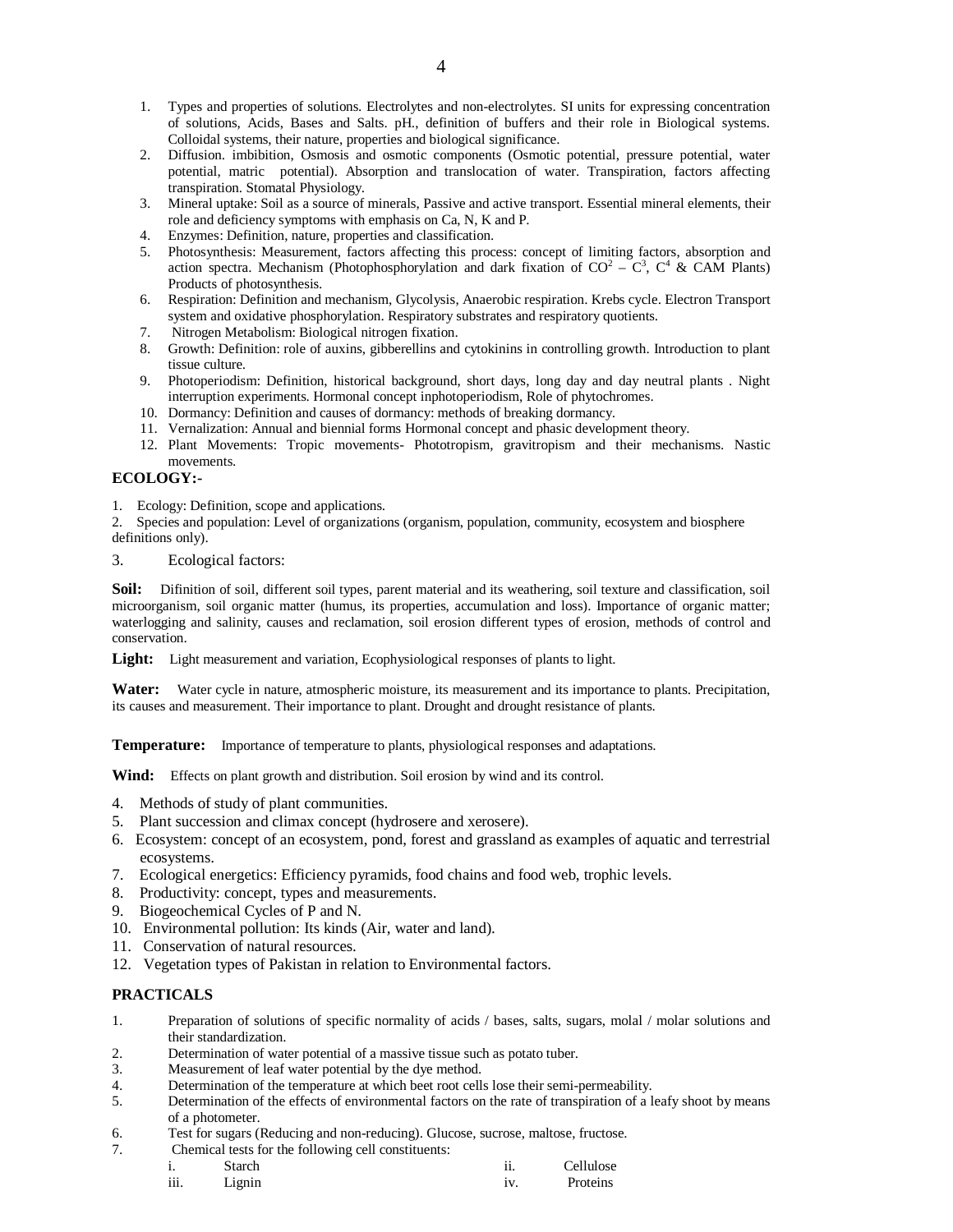1. Types and properties of solutions. Electrolytes and non-electrolytes. SI units for expressing concentration of solutions, Acids, Bases and Salts. pH., definition of buffers and their role in Biological systems. Colloidal systems, their nature, properties and biological significance.
2. Diffusion. imbibition, Osmosis and osmotic components (Osmotic potential, pressure potential, water potential, matric potential). Absorption and translocation of water. Transpiration, factors affecting transpiration. Stomatal Physiology.
3. Mineral uptake: Soil as a source of minerals, Passive and active transport. Essential mineral elements, their role and deficiency symptoms with emphasis on Ca, N, K and P.
4. Enzymes: Definition, nature, properties and classification.
5. Photosynthesis: Measurement, factors affecting this process: concept of limiting factors, absorption and action spectra. Mechanism (Photophosphorylation and dark fixation of $CO^2$ – $C^3$, $C^4$ & CAM Plants) Products of photosynthesis.
6. Respiration: Definition and mechanism, Glycolysis, Anaerobic respiration. Krebs cycle. Electron Transport system and oxidative phosphorylation. Respiratory substrates and respiratory quotients.
7. Nitrogen Metabolism: Biological nitrogen fixation.
8. Growth: Definition: role of auxins, gibberellins and cytokinins in controlling growth. Introduction to plant tissue culture.
9. Photoperiodism: Definition, historical background, short days, long day and day neutral plants . Night interruption experiments. Hormonal concept inphotoperiodism, Role of phytochromes.
10. Dormancy: Definition and causes of dormancy: methods of breaking dormancy.
11. Vernalization: Annual and biennial forms Hormonal concept and phasic development theory.
12. Plant Movements: Tropic movements- Phototropism, gravitropism and their mechanisms. Nastic movements.

**ECOLOGY:-**

1. Ecology: Definition, scope and applications.
2. Species and population: Level of organizations (organism, population, community, ecosystem and biosphere definitions only).
3. Ecological factors:

**Soil:** Difinition of soil, different soil types, parent material and its weathering, soil texture and classification, soil microorganism, soil organic matter (humus, its properties, accumulation and loss). Importance of organic matter; waterlogging and salinity, causes and reclamation, soil erosion different types of erosion, methods of control and conservation.

**Light:** Light measurement and variation, Ecophysiological responses of plants to light.

**Water:** Water cycle in nature, atmospheric moisture, its measurement and its importance to plants. Precipitation, its causes and measurement. Their importance to plant. Drought and drought resistance of plants.

**Temperature:** Importance of temperature to plants, physiological responses and adaptations.

**Wind:** Effects on plant growth and distribution. Soil erosion by wind and its control.

4. Methods of study of plant communities.
5. Plant succession and climax concept (hydrosere and xerosere).
6. Ecosystem: concept of an ecosystem, pond, forest and grassland as examples of aquatic and terrestrial ecosystems.
7. Ecological energetics: Efficiency pyramids, food chains and food web, trophic levels.
8. Productivity: concept, types and measurements.
9. Biogeochemical Cycles of P and N.
10. Environmental pollution: Its kinds (Air, water and land).
11. Conservation of natural resources.
12. Vegetation types of Pakistan in relation to Environmental factors.

**PRACTICALS**

1. Preparation of solutions of specific normality of acids / bases, salts, sugars, molal / molar solutions and their standardization.
2. Determination of water potential of a massive tissue such as potato tuber.
3. Measurement of leaf water potential by the dye method.
4. Determination of the temperature at which beet root cells lose their semi-permeability.
5. Determination of the effects of environmental factors on the rate of transpiration of a leafy shoot by means of a photometer.
6. Test for sugars (Reducing and non-reducing). Glucose, sucrose, maltose, fructose.
7. Chemical tests for the following cell constituents:
   - i. Starch
   - ii. Cellulose
   - iii. Lignin
   - iv. Proteins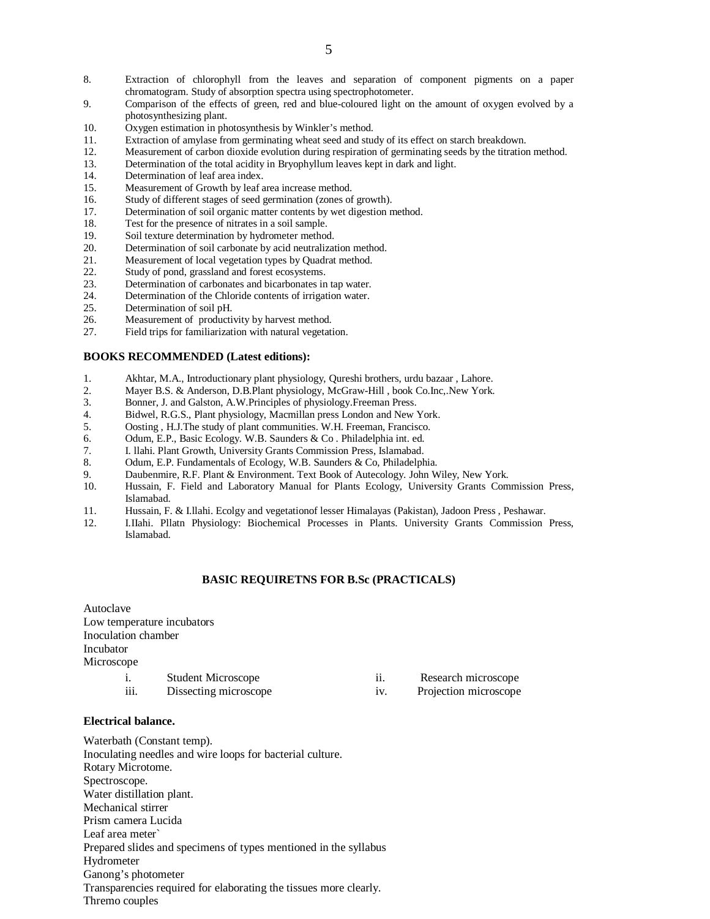8. Extraction of chlorophyll from the leaves and separation of component pigments on a paper chromatogram. Study of absorption spectra using spectrophotometer.
9. Comparison of the effects of green, red and blue-coloured light on the amount of oxygen evolved by a photosynthesizing plant.
10. Oxygen estimation in photosynthesis by Winkler's method.
11. Extraction of amylase from germinating wheat seed and study of its effect on starch breakdown.
12. Measurement of carbon dioxide evolution during respiration of germinating seeds by the titration method.
13. Determination of the total acidity in Bryophyllum leaves kept in dark and light.
14. Determination of leaf area index.
15. Measurement of Growth by leaf area increase method.
16. Study of different stages of seed germination (zones of growth).
17. Determination of soil organic matter contents by wet digestion method.
18. Test for the presence of nitrates in a soil sample.
19. Soil texture determination by hydrometer method.
20. Determination of soil carbonate by acid neutralization method.
21. Measurement of local vegetation types by Quadrat method.
22. Study of pond, grassland and forest ecosystems.
23. Determination of carbonates and bicarbonates in tap water.
24. Determination of the Chloride contents of irrigation water.
25. Determination of soil pH.
26. Measurement of productivity by harvest method.
27. Field trips for familiarization with natural vegetation.

**BOOKS RECOMMENDED (Latest editions):**

1. Akhtar, M.A., Introductionary plant physiology, Qureshi brothers, urdu bazaar , Lahore.
2. Mayer B.S. & Anderson, D.B.Plant physiology, McGraw-Hill , book Co.Inc,.New York.
3. Bonner, J. and Galston, A.W.Principles of physiology.Freeman Press.
4. Bidwel, R.G.S., Plant physiology, Macmillan press London and New York.
5. Oosting , H.J.The study of plant communities. W.H. Freeman, Francisco.
6. Odum, E.P., Basic Ecology. W.B. Saunders & Co . Philadelphia int. ed.
7. I. llahi. Plant Growth, University Grants Commission Press, Islamabad.
8. Odum, E.P. Fundamentals of Ecology, W.B. Saunders & Co, Philadelphia.
9. Daubenmire, R.F. Plant & Environment. Text Book of Autecology. John Wiley, New York.
10. Hussain, F. Field and Laboratory Manual for Plants Ecology, University Grants Commission Press, Islamabad.
11. Hussain, F. & I.llahi. Ecolgy and vegetationof lesser Himalayas (Pakistan), Jadoon Press , Peshawar.
12. I.IIahi. Pllatn Physiology: Biochemical Processes in Plants. University Grants Commission Press, Islamabad.

**BASIC REQUIRETNS FOR B.Sc (PRACTICALS)**

Autoclave
Low temperature incubators
Inoculation chamber
Incubator
Microscope

i. Student Microscope
ii. Research microscope
iii. Dissecting microscope
iv. Projection microscope

**Electrical balance.**

Waterbath (Constant temp).
Inoculating needles and wire loops for bacterial culture.
Rotary Microtome.
Spectroscope.
Water distillation plant.
Mechanical stirrer
Prism camera Lucida
Leaf area meter`
Prepared slides and specimens of types mentioned in the syllabus
Hydrometer
Ganong's photometer
Transparencies required for elaborating the tissues more clearly.
Thremo couples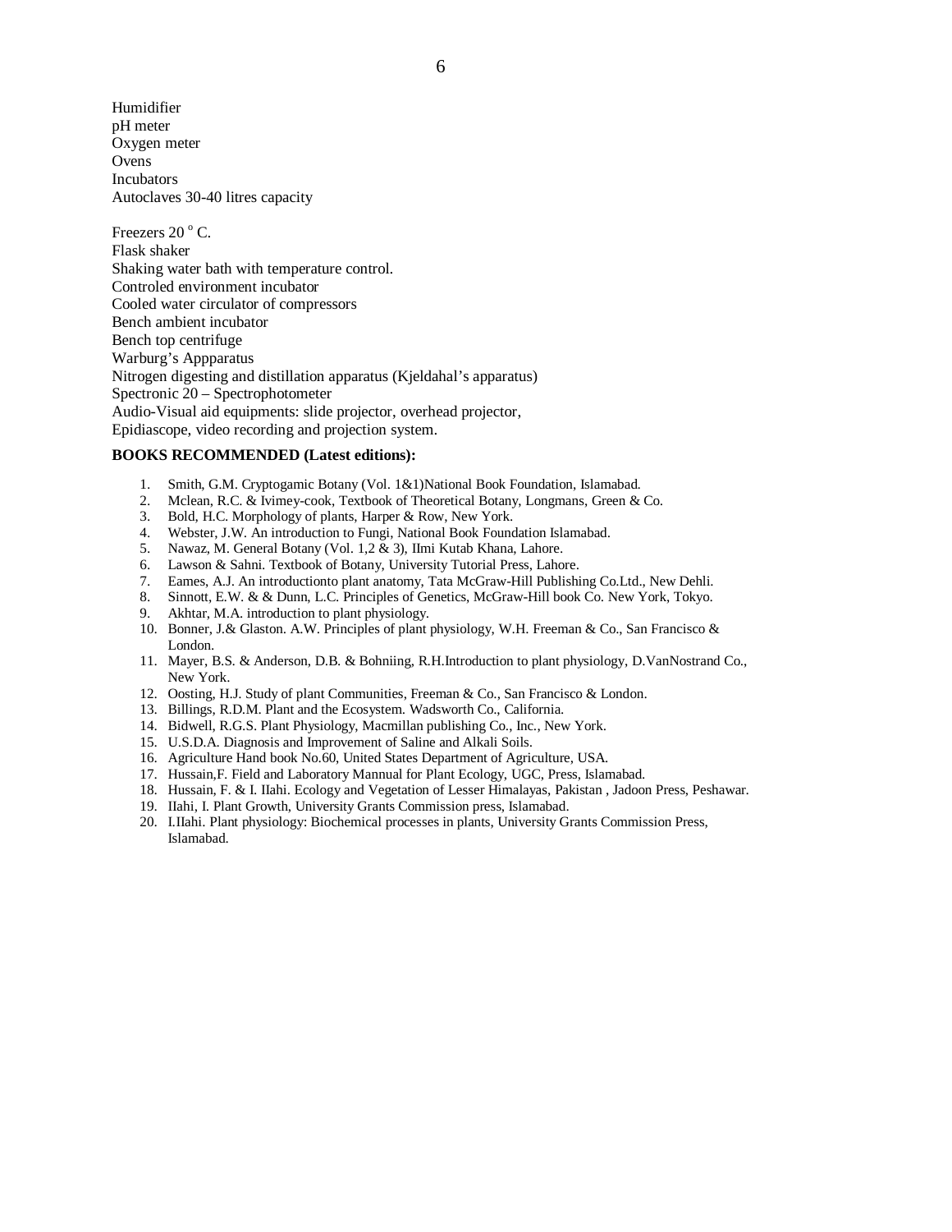Humidifier
pH meter
Oxygen meter
Ovens
Incubators
Autoclaves 30-40 litres capacity

Freezers 20 $^{o}$ C.
Flask shaker
Shaking water bath with temperature control.
Controled environment incubator
Cooled water circulator of compressors
Bench ambient incubator
Bench top centrifuge
Warburg's Appparatus
Nitrogen digesting and distillation apparatus (Kjeldahal's apparatus)
Spectronic 20 – Spectrophotometer
Audio-Visual aid equipments: slide projector, overhead projector,
Epidiascope, video recording and projection system.

**BOOKS RECOMMENDED (Latest editions):**

1. Smith, G.M. Cryptogamic Botany (Vol. 1&1)National Book Foundation, Islamabad.
2. Mclean, R.C. & Ivimey-cook, Textbook of Theoretical Botany, Longmans, Green & Co.
3. Bold, H.C. Morphology of plants, Harper & Row, New York.
4. Webster, J.W. An introduction to Fungi, National Book Foundation Islamabad.
5. Nawaz, M. General Botany (Vol. 1,2 & 3), IImi Kutab Khana, Lahore.
6. Lawson & Sahni. Textbook of Botany, University Tutorial Press, Lahore.
7. Eames, A.J. An introductionto plant anatomy, Tata McGraw-Hill Publishing Co.Ltd., New Dehli.
8. Sinnott, E.W. & & Dunn, L.C. Principles of Genetics, McGraw-Hill book Co. New York, Tokyo.
9. Akhtar, M.A. introduction to plant physiology.
10. Bonner, J.& Glaston. A.W. Principles of plant physiology, W.H. Freeman & Co., San Francisco & London.
11. Mayer, B.S. & Anderson, D.B. & Bohniing, R.H.Introduction to plant physiology, D.VanNostrand Co., New York.
12. Oosting, H.J. Study of plant Communities, Freeman & Co., San Francisco & London.
13. Billings, R.D.M. Plant and the Ecosystem. Wadsworth Co., California.
14. Bidwell, R.G.S. Plant Physiology, Macmillan publishing Co., Inc., New York.
15. U.S.D.A. Diagnosis and Improvement of Saline and Alkali Soils.
16. Agriculture Hand book No.60, United States Department of Agriculture, USA.
17. Hussain,F. Field and Laboratory Mannual for Plant Ecology, UGC, Press, Islamabad.
18. Hussain, F. & I. IIahi. Ecology and Vegetation of Lesser Himalayas, Pakistan , Jadoon Press, Peshawar.
19. IIahi, I. Plant Growth, University Grants Commission press, Islamabad.
20. I.IIahi. Plant physiology: Biochemical processes in plants, University Grants Commission Press, Islamabad.